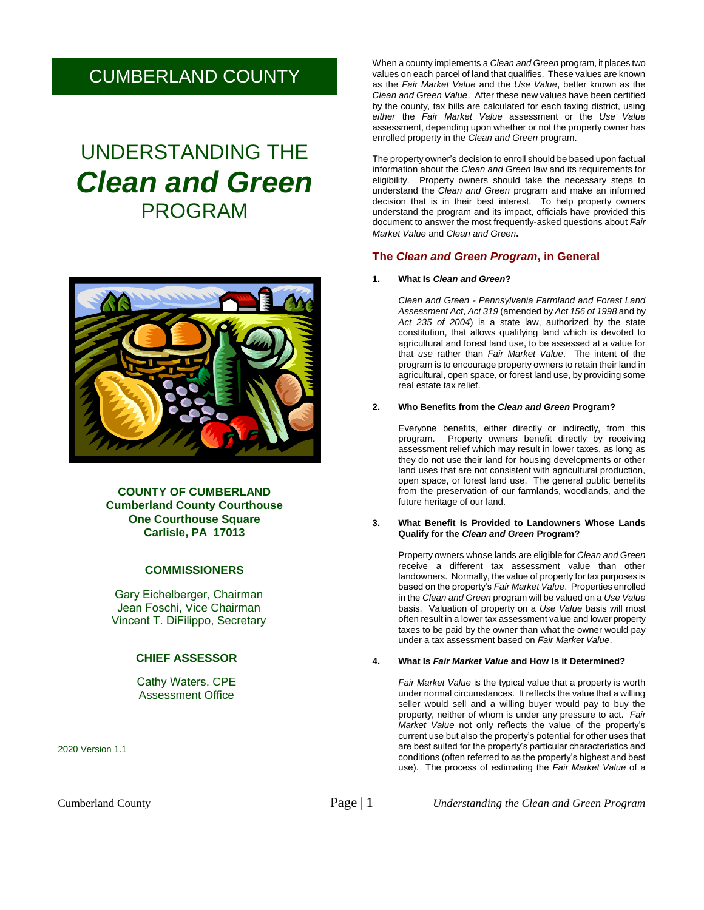# CUMBERLAND COUNTY

# UNDERSTANDING THE *Clean and Green* PROGRAM

**COUNTY OF CUMBERLAND**
**Cumberland County Courthouse**
**One Courthouse Square**
**Carlisle, PA 17013**

**COMMISSIONERS**

Gary Eichelberger, Chairman
Jean Foschi, Vice Chairman
Vincent T. DiFilippo, Secretary

**CHIEF ASSESSOR**

Cathy Waters, CPE
Assessment Office

2020 Version 1.1

When a county implements a *Clean and Green* program, it places two values on each parcel of land that qualifies. These values are known as the *Fair Market Value* and the *Use Value*, better known as the *Clean and Green Value*. After these new values have been certified by the county, tax bills are calculated for each taxing district, using *either* the *Fair Market Value* assessment or the *Use Value* assessment, depending upon whether or not the property owner has enrolled property in the *Clean and Green* program.

The property owner's decision to enroll should be based upon factual information about the *Clean and Green* law and its requirements for eligibility. Property owners should take the necessary steps to understand the *Clean and Green* program and make an informed decision that is in their best interest. To help property owners understand the program and its impact, officials have provided this document to answer the most frequently-asked questions about *Fair Market Value* and *Clean and Green*.

## The *Clean and Green Program*, in General

**1. What Is *Clean and Green*?**

*Clean and Green - Pennsylvania Farmland and Forest Land Assessment Act*, *Act 319* (amended by *Act 156 of 1998* and by *Act 235 of 2004*) is a state law, authorized by the state constitution, that allows qualifying land which is devoted to agricultural and forest land use, to be assessed at a value for that *use* rather than *Fair Market Value*. The intent of the program is to encourage property owners to retain their land in agricultural, open space, or forest land use, by providing some real estate tax relief.

**2. Who Benefits from the *Clean and Green* Program?**

Everyone benefits, either directly or indirectly, from this program. Property owners benefit directly by receiving assessment relief which may result in lower taxes, as long as they do not use their land for housing developments or other land uses that are not consistent with agricultural production, open space, or forest land use. The general public benefits from the preservation of our farmlands, woodlands, and the future heritage of our land.

**3. What Benefit Is Provided to Landowners Whose Lands Qualify for the *Clean and Green* Program?**

Property owners whose lands are eligible for *Clean and Green* receive a different tax assessment value than other landowners. Normally, the value of property for tax purposes is based on the property's *Fair Market Value*. Properties enrolled in the *Clean and Green* program will be valued on a *Use Value* basis. Valuation of property on a *Use Value* basis will most often result in a lower tax assessment value and lower property taxes to be paid by the owner than what the owner would pay under a tax assessment based on *Fair Market Value*.

**4. What Is *Fair Market Value* and How Is it Determined?**

*Fair Market Value* is the typical value that a property is worth under normal circumstances. It reflects the value that a willing seller would sell and a willing buyer would pay to buy the property, neither of whom is under any pressure to act. *Fair Market Value* not only reflects the value of the property's current use but also the property's potential for other uses that are best suited for the property's particular characteristics and conditions (often referred to as the property's highest and best use). The process of estimating the *Fair Market Value* of a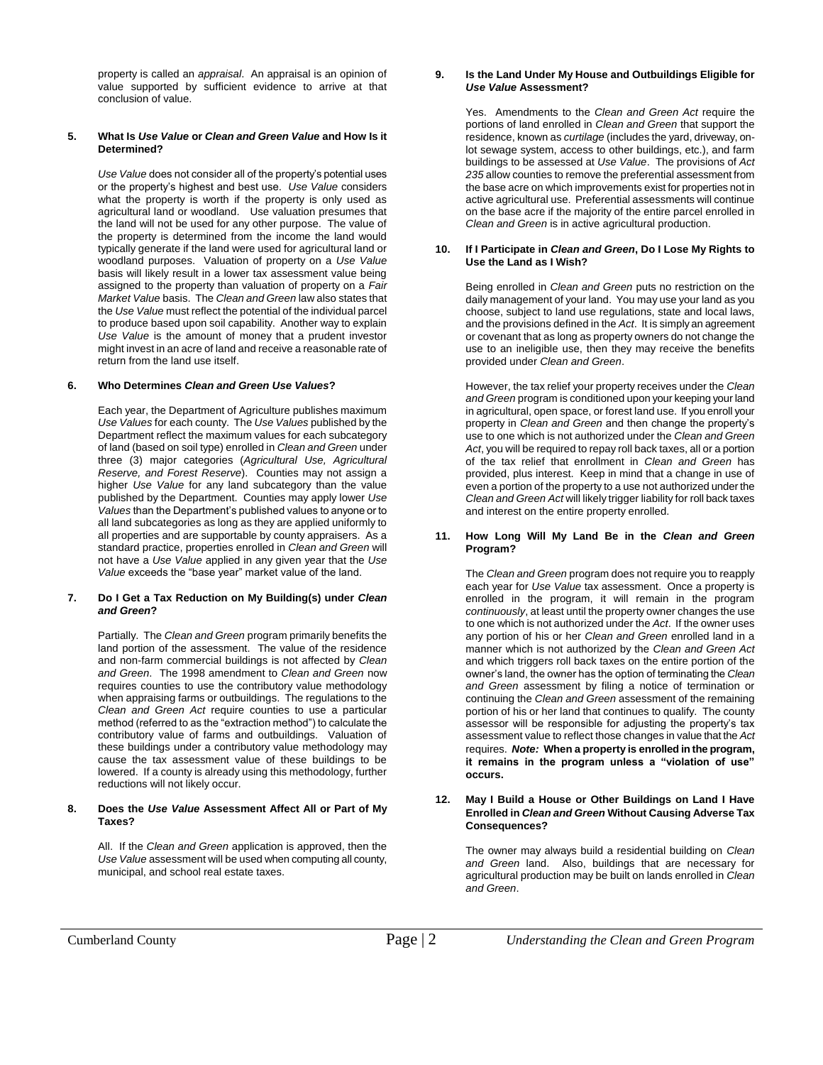property is called an *appraisal*. An appraisal is an opinion of value supported by sufficient evidence to arrive at that conclusion of value.

**5. What Is *Use Value* or *Clean and Green Value* and How Is it Determined?**

*Use Value* does not consider all of the property's potential uses or the property's highest and best use. *Use Value* considers what the property is worth if the property is only used as agricultural land or woodland. Use valuation presumes that the land will not be used for any other purpose. The value of the property is determined from the income the land would typically generate if the land were used for agricultural land or woodland purposes. Valuation of property on a *Use Value* basis will likely result in a lower tax assessment value being assigned to the property than valuation of property on a *Fair Market Value* basis. The *Clean and Green* law also states that the *Use Value* must reflect the potential of the individual parcel to produce based upon soil capability. Another way to explain *Use Value* is the amount of money that a prudent investor might invest in an acre of land and receive a reasonable rate of return from the land use itself.

**6. Who Determines *Clean and Green Use Values*?**

Each year, the Department of Agriculture publishes maximum *Use Values* for each county. The *Use Values* published by the Department reflect the maximum values for each subcategory of land (based on soil type) enrolled in *Clean and Green* under three (3) major categories (*Agricultural Use, Agricultural Reserve, and Forest Reserve*). Counties may not assign a higher *Use Value* for any land subcategory than the value published by the Department. Counties may apply lower *Use Values* than the Department's published values to anyone or to all land subcategories as long as they are applied uniformly to all properties and are supportable by county appraisers. As a standard practice, properties enrolled in *Clean and Green* will not have a *Use Value* applied in any given year that the *Use Value* exceeds the "base year" market value of the land.

**7. Do I Get a Tax Reduction on My Building(s) under *Clean and Green*?**

Partially. The *Clean and Green* program primarily benefits the land portion of the assessment. The value of the residence and non-farm commercial buildings is not affected by *Clean and Green*. The 1998 amendment to *Clean and Green* now requires counties to use the contributory value methodology when appraising farms or outbuildings. The regulations to the *Clean and Green Act* require counties to use a particular method (referred to as the "extraction method") to calculate the contributory value of farms and outbuildings. Valuation of these buildings under a contributory value methodology may cause the tax assessment value of these buildings to be lowered. If a county is already using this methodology, further reductions will not likely occur.

**8. Does the *Use Value* Assessment Affect All or Part of My Taxes?**

All. If the *Clean and Green* application is approved, then the *Use Value* assessment will be used when computing all county, municipal, and school real estate taxes.

**9. Is the Land Under My House and Outbuildings Eligible for *Use Value* Assessment?**

Yes. Amendments to the *Clean and Green Act* require the portions of land enrolled in *Clean and Green* that support the residence, known as *curtilage* (includes the yard, driveway, on-lot sewage system, access to other buildings, etc.), and farm buildings to be assessed at *Use Value*. The provisions of *Act 235* allow counties to remove the preferential assessment from the base acre on which improvements exist for properties not in active agricultural use. Preferential assessments will continue on the base acre if the majority of the entire parcel enrolled in *Clean and Green* is in active agricultural production.

**10. If I Participate in *Clean and Green*, Do I Lose My Rights to Use the Land as I Wish?**

Being enrolled in *Clean and Green* puts no restriction on the daily management of your land. You may use your land as you choose, subject to land use regulations, state and local laws, and the provisions defined in the *Act*. It is simply an agreement or covenant that as long as property owners do not change the use to an ineligible use, then they may receive the benefits provided under *Clean and Green*.

However, the tax relief your property receives under the *Clean and Green* program is conditioned upon your keeping your land in agricultural, open space, or forest land use. If you enroll your property in *Clean and Green* and then change the property's use to one which is not authorized under the *Clean and Green Act*, you will be required to repay roll back taxes, all or a portion of the tax relief that enrollment in *Clean and Green* has provided, plus interest. Keep in mind that a change in use of even a portion of the property to a use not authorized under the *Clean and Green Act* will likely trigger liability for roll back taxes and interest on the entire property enrolled.

**11. How Long Will My Land Be in the *Clean and Green* Program?**

The *Clean and Green* program does not require you to reapply each year for *Use Value* tax assessment. Once a property is enrolled in the program, it will remain in the program *continuously*, at least until the property owner changes the use to one which is not authorized under the *Act*. If the owner uses any portion of his or her *Clean and Green* enrolled land in a manner which is not authorized by the *Clean and Green Act* and which triggers roll back taxes on the entire portion of the owner's land, the owner has the option of terminating the *Clean and Green* assessment by filing a notice of termination or continuing the *Clean and Green* assessment of the remaining portion of his or her land that continues to qualify. The county assessor will be responsible for adjusting the property's tax assessment value to reflect those changes in value that the *Act* requires. ***Note:*** **When a property is enrolled in the program, it remains in the program unless a "violation of use" occurs.**

**12. May I Build a House or Other Buildings on Land I Have Enrolled in *Clean and Green* Without Causing Adverse Tax Consequences?**

The owner may always build a residential building on *Clean and Green* land. Also, buildings that are necessary for agricultural production may be built on lands enrolled in *Clean and Green*.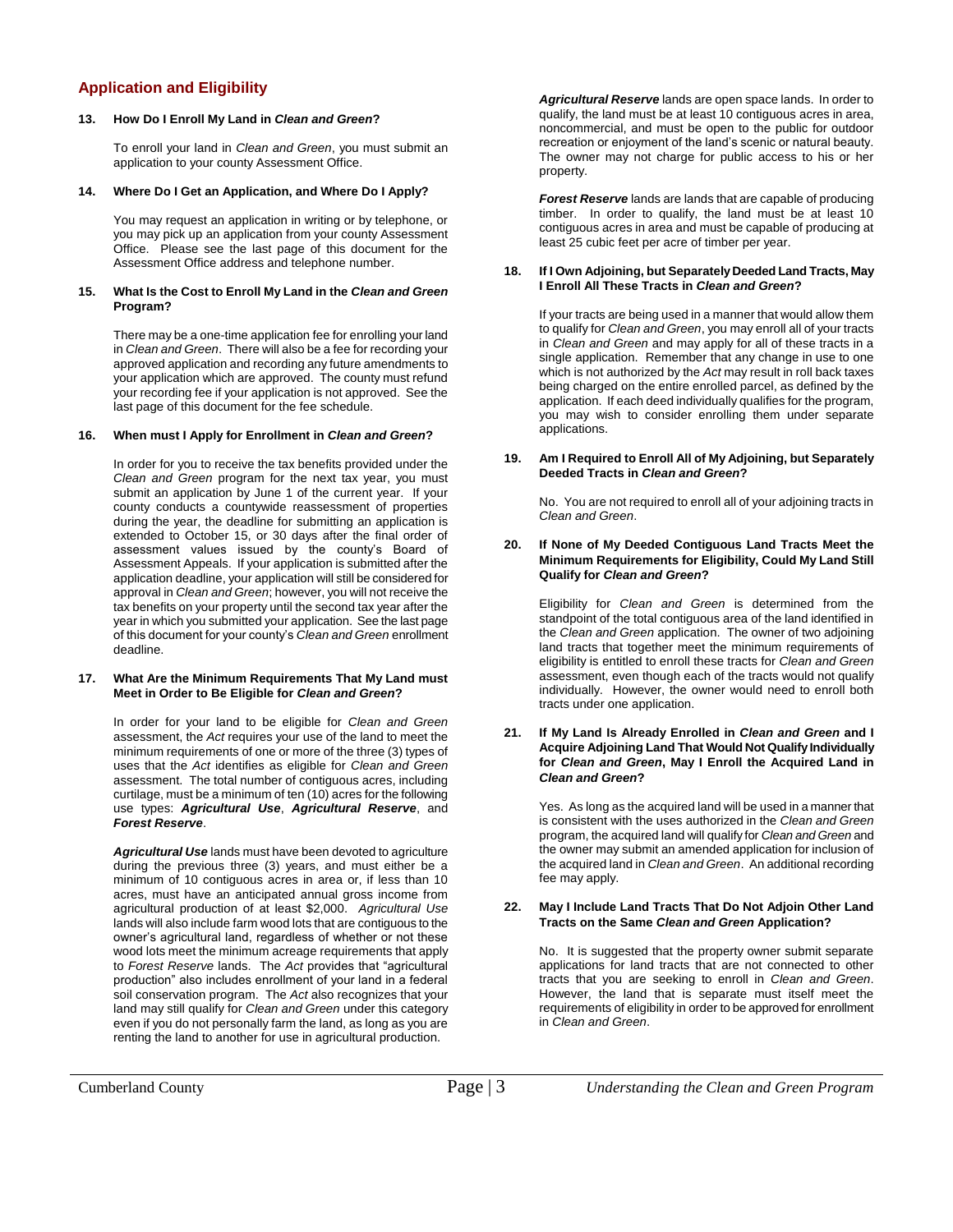## Application and Eligibility

**13. How Do I Enroll My Land in *Clean and Green*?**

To enroll your land in *Clean and Green*, you must submit an application to your county Assessment Office.

**14. Where Do I Get an Application, and Where Do I Apply?**

You may request an application in writing or by telephone, or you may pick up an application from your county Assessment Office. Please see the last page of this document for the Assessment Office address and telephone number.

**15. What Is the Cost to Enroll My Land in the *Clean and Green* Program?**

There may be a one-time application fee for enrolling your land in *Clean and Green*. There will also be a fee for recording your approved application and recording any future amendments to your application which are approved. The county must refund your recording fee if your application is not approved. See the last page of this document for the fee schedule.

**16. When must I Apply for Enrollment in *Clean and Green*?**

In order for you to receive the tax benefits provided under the *Clean and Green* program for the next tax year, you must submit an application by June 1 of the current year. If your county conducts a countywide reassessment of properties during the year, the deadline for submitting an application is extended to October 15, or 30 days after the final order of assessment values issued by the county's Board of Assessment Appeals. If your application is submitted after the application deadline, your application will still be considered for approval in *Clean and Green*; however, you will not receive the tax benefits on your property until the second tax year after the year in which you submitted your application. See the last page of this document for your county's *Clean and Green* enrollment deadline.

**17. What Are the Minimum Requirements That My Land must Meet in Order to Be Eligible for *Clean and Green*?**

In order for your land to be eligible for *Clean and Green* assessment, the *Act* requires your use of the land to meet the minimum requirements of one or more of the three (3) types of uses that the *Act* identifies as eligible for *Clean and Green* assessment. The total number of contiguous acres, including curtilage, must be a minimum of ten (10) acres for the following use types: ***Agricultural Use***, ***Agricultural Reserve***, and ***Forest Reserve***.

***Agricultural Use*** lands must have been devoted to agriculture during the previous three (3) years, and must either be a minimum of 10 contiguous acres in area or, if less than 10 acres, must have an anticipated annual gross income from agricultural production of at least $2,000. *Agricultural Use* lands will also include farm wood lots that are contiguous to the owner's agricultural land, regardless of whether or not these wood lots meet the minimum acreage requirements that apply to *Forest Reserve* lands. The *Act* provides that "agricultural production" also includes enrollment of your land in a federal soil conservation program. The *Act* also recognizes that your land may still qualify for *Clean and Green* under this category even if you do not personally farm the land, as long as you are renting the land to another for use in agricultural production.

***Agricultural Reserve*** lands are open space lands. In order to qualify, the land must be at least 10 contiguous acres in area, noncommercial, and must be open to the public for outdoor recreation or enjoyment of the land's scenic or natural beauty. The owner may not charge for public access to his or her property.

***Forest Reserve*** lands are lands that are capable of producing timber. In order to qualify, the land must be at least 10 contiguous acres in area and must be capable of producing at least 25 cubic feet per acre of timber per year.

**18. If I Own Adjoining, but Separately Deeded Land Tracts, May I Enroll All These Tracts in *Clean and Green*?**

If your tracts are being used in a manner that would allow them to qualify for *Clean and Green*, you may enroll all of your tracts in *Clean and Green* and may apply for all of these tracts in a single application. Remember that any change in use to one which is not authorized by the *Act* may result in roll back taxes being charged on the entire enrolled parcel, as defined by the application. If each deed individually qualifies for the program, you may wish to consider enrolling them under separate applications.

**19. Am I Required to Enroll All of My Adjoining, but Separately Deeded Tracts in *Clean and Green*?**

No. You are not required to enroll all of your adjoining tracts in *Clean and Green*.

**20. If None of My Deeded Contiguous Land Tracts Meet the Minimum Requirements for Eligibility, Could My Land Still Qualify for *Clean and Green*?**

Eligibility for *Clean and Green* is determined from the standpoint of the total contiguous area of the land identified in the *Clean and Green* application. The owner of two adjoining land tracts that together meet the minimum requirements of eligibility is entitled to enroll these tracts for *Clean and Green* assessment, even though each of the tracts would not qualify individually. However, the owner would need to enroll both tracts under one application.

**21. If My Land Is Already Enrolled in *Clean and Green* and I Acquire Adjoining Land That Would Not Qualify Individually for *Clean and Green*, May I Enroll the Acquired Land in *Clean and Green*?**

Yes. As long as the acquired land will be used in a manner that is consistent with the uses authorized in the *Clean and Green* program, the acquired land will qualify for *Clean and Green* and the owner may submit an amended application for inclusion of the acquired land in *Clean and Green*. An additional recording fee may apply.

**22. May I Include Land Tracts That Do Not Adjoin Other Land Tracts on the Same *Clean and Green* Application?**

No. It is suggested that the property owner submit separate applications for land tracts that are not connected to other tracts that you are seeking to enroll in *Clean and Green*. However, the land that is separate must itself meet the requirements of eligibility in order to be approved for enrollment in *Clean and Green*.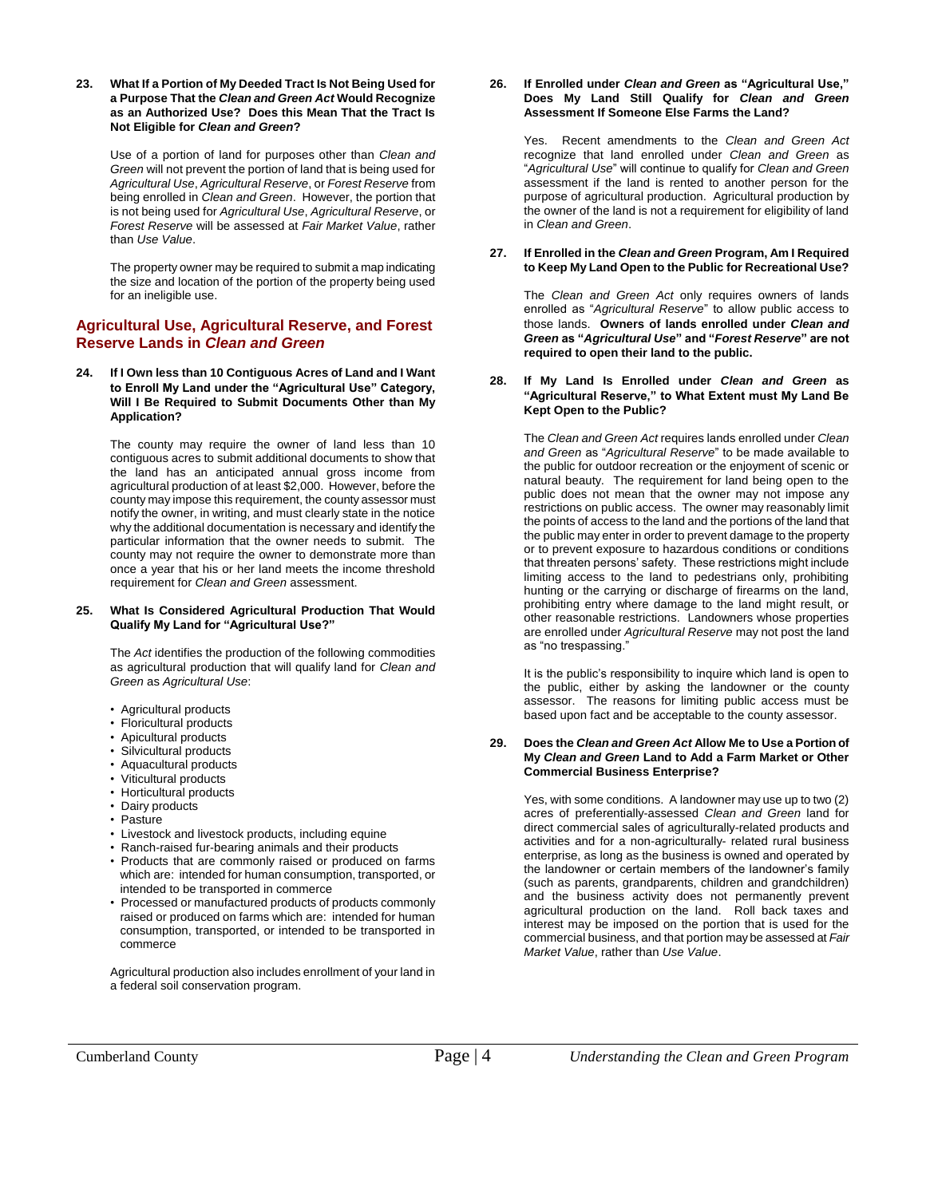**23. What If a Portion of My Deeded Tract Is Not Being Used for a Purpose That the *Clean and Green Act* Would Recognize as an Authorized Use? Does this Mean That the Tract Is Not Eligible for *Clean and Green*?**

Use of a portion of land for purposes other than *Clean and Green* will not prevent the portion of land that is being used for *Agricultural Use*, *Agricultural Reserve*, or *Forest Reserve* from being enrolled in *Clean and Green*. However, the portion that is not being used for *Agricultural Use*, *Agricultural Reserve*, or *Forest Reserve* will be assessed at *Fair Market Value*, rather than *Use Value*.

The property owner may be required to submit a map indicating the size and location of the portion of the property being used for an ineligible use.

## Agricultural Use, Agricultural Reserve, and Forest Reserve Lands in *Clean and Green*

**24. If I Own less than 10 Contiguous Acres of Land and I Want to Enroll My Land under the "Agricultural Use" Category, Will I Be Required to Submit Documents Other than My Application?**

The county may require the owner of land less than 10 contiguous acres to submit additional documents to show that the land has an anticipated annual gross income from agricultural production of at least $2,000. However, before the county may impose this requirement, the county assessor must notify the owner, in writing, and must clearly state in the notice why the additional documentation is necessary and identify the particular information that the owner needs to submit. The county may not require the owner to demonstrate more than once a year that his or her land meets the income threshold requirement for *Clean and Green* assessment.

**25. What Is Considered Agricultural Production That Would Qualify My Land for "Agricultural Use?"**

The *Act* identifies the production of the following commodities as agricultural production that will qualify land for *Clean and Green* as *Agricultural Use*:

- Agricultural products
- Floricultural products
- Apicultural products
- Silvicultural products
- Aquacultural products
- Viticultural products
- Horticultural products
- Dairy products
- Pasture
- Livestock and livestock products, including equine
- Ranch-raised fur-bearing animals and their products
- Products that are commonly raised or produced on farms which are: intended for human consumption, transported, or intended to be transported in commerce
- Processed or manufactured products of products commonly raised or produced on farms which are: intended for human consumption, transported, or intended to be transported in commerce

Agricultural production also includes enrollment of your land in a federal soil conservation program.

**26. If Enrolled under *Clean and Green* as "Agricultural Use," Does My Land Still Qualify for *Clean and Green* Assessment If Someone Else Farms the Land?**

Yes. Recent amendments to the *Clean and Green Act* recognize that land enrolled under *Clean and Green* as "*Agricultural Use*" will continue to qualify for *Clean and Green* assessment if the land is rented to another person for the purpose of agricultural production. Agricultural production by the owner of the land is not a requirement for eligibility of land in *Clean and Green*.

**27. If Enrolled in the *Clean and Green* Program, Am I Required to Keep My Land Open to the Public for Recreational Use?**

The *Clean and Green Act* only requires owners of lands enrolled as "*Agricultural Reserve*" to allow public access to those lands. **Owners of lands enrolled under *Clean and Green* as "*Agricultural Use*" and "*Forest Reserve*" are not required to open their land to the public.**

**28. If My Land Is Enrolled under *Clean and Green* as "Agricultural Reserve," to What Extent must My Land Be Kept Open to the Public?**

The *Clean and Green Act* requires lands enrolled under *Clean and Green* as "*Agricultural Reserve*" to be made available to the public for outdoor recreation or the enjoyment of scenic or natural beauty. The requirement for land being open to the public does not mean that the owner may not impose any restrictions on public access. The owner may reasonably limit the points of access to the land and the portions of the land that the public may enter in order to prevent damage to the property or to prevent exposure to hazardous conditions or conditions that threaten persons' safety. These restrictions might include limiting access to the land to pedestrians only, prohibiting hunting or the carrying or discharge of firearms on the land, prohibiting entry where damage to the land might result, or other reasonable restrictions. Landowners whose properties are enrolled under *Agricultural Reserve* may not post the land as "no trespassing."

It is the public's responsibility to inquire which land is open to the public, either by asking the landowner or the county assessor. The reasons for limiting public access must be based upon fact and be acceptable to the county assessor.

**29. Does the *Clean and Green Act* Allow Me to Use a Portion of My *Clean and Green* Land to Add a Farm Market or Other Commercial Business Enterprise?**

Yes, with some conditions. A landowner may use up to two (2) acres of preferentially-assessed *Clean and Green* land for direct commercial sales of agriculturally-related products and activities and for a non-agriculturally- related rural business enterprise, as long as the business is owned and operated by the landowner or certain members of the landowner's family (such as parents, grandparents, children and grandchildren) and the business activity does not permanently prevent agricultural production on the land. Roll back taxes and interest may be imposed on the portion that is used for the commercial business, and that portion may be assessed at *Fair Market Value*, rather than *Use Value*.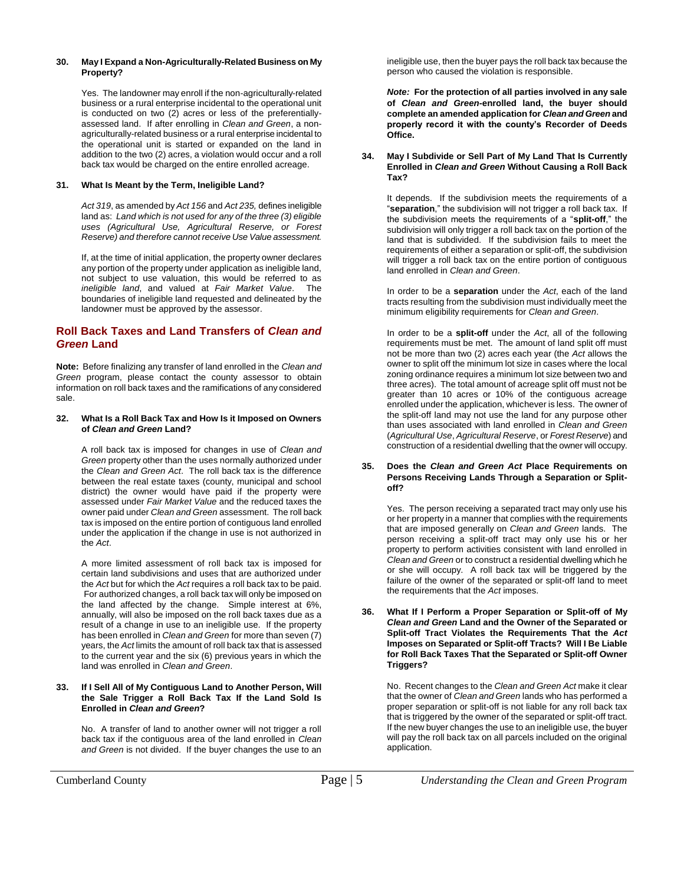**30. May I Expand a Non-Agriculturally-Related Business on My Property?**

Yes. The landowner may enroll if the non-agriculturally-related business or a rural enterprise incidental to the operational unit is conducted on two (2) acres or less of the preferentially-assessed land. If after enrolling in *Clean and Green*, a non-agriculturally-related business or a rural enterprise incidental to the operational unit is started or expanded on the land in addition to the two (2) acres, a violation would occur and a roll back tax would be charged on the entire enrolled acreage.

**31. What Is Meant by the Term, Ineligible Land?**

*Act 319*, as amended by *Act 156* and *Act 235,* defines ineligible land as: *Land which is not used for any of the three (3) eligible uses (Agricultural Use, Agricultural Reserve, or Forest Reserve) and therefore cannot receive Use Value assessment.*

If, at the time of initial application, the property owner declares any portion of the property under application as ineligible land, not subject to use valuation, this would be referred to as *ineligible land*, and valued at *Fair Market Value*. The boundaries of ineligible land requested and delineated by the landowner must be approved by the assessor.

## Roll Back Taxes and Land Transfers of *Clean and Green* Land

**Note:** Before finalizing any transfer of land enrolled in the *Clean and Green* program, please contact the county assessor to obtain information on roll back taxes and the ramifications of any considered sale.

**32. What Is a Roll Back Tax and How Is it Imposed on Owners of *Clean and Green* Land?**

A roll back tax is imposed for changes in use of *Clean and Green* property other than the uses normally authorized under the *Clean and Green Act*. The roll back tax is the difference between the real estate taxes (county, municipal and school district) the owner would have paid if the property were assessed under *Fair Market Value* and the reduced taxes the owner paid under *Clean and Green* assessment. The roll back tax is imposed on the entire portion of contiguous land enrolled under the application if the change in use is not authorized in the *Act*.

A more limited assessment of roll back tax is imposed for certain land subdivisions and uses that are authorized under the *Act* but for which the *Act* requires a roll back tax to be paid. For authorized changes, a roll back tax will only be imposed on the land affected by the change. Simple interest at 6%, annually, will also be imposed on the roll back taxes due as a result of a change in use to an ineligible use. If the property has been enrolled in *Clean and Green* for more than seven (7) years, the *Act* limits the amount of roll back tax that is assessed to the current year and the six (6) previous years in which the land was enrolled in *Clean and Green*.

**33. If I Sell All of My Contiguous Land to Another Person, Will the Sale Trigger a Roll Back Tax If the Land Sold Is Enrolled in *Clean and Green*?**

No. A transfer of land to another owner will not trigger a roll back tax if the contiguous area of the land enrolled in *Clean and Green* is not divided. If the buyer changes the use to an ineligible use, then the buyer pays the roll back tax because the person who caused the violation is responsible.

***Note:*** **For the protection of all parties involved in any sale of *Clean and Green*-enrolled land, the buyer should complete an amended application for *Clean and Green* and properly record it with the county's Recorder of Deeds Office.**

**34. May I Subdivide or Sell Part of My Land That Is Currently Enrolled in *Clean and Green* Without Causing a Roll Back Tax?**

It depends. If the subdivision meets the requirements of a "**separation**," the subdivision will not trigger a roll back tax. If the subdivision meets the requirements of a "**split-off**," the subdivision will only trigger a roll back tax on the portion of the land that is subdivided. If the subdivision fails to meet the requirements of either a separation or split-off, the subdivision will trigger a roll back tax on the entire portion of contiguous land enrolled in *Clean and Green*.

In order to be a **separation** under the *Act*, each of the land tracts resulting from the subdivision must individually meet the minimum eligibility requirements for *Clean and Green*.

In order to be a **split-off** under the *Act*, all of the following requirements must be met. The amount of land split off must not be more than two (2) acres each year (the *Act* allows the owner to split off the minimum lot size in cases where the local zoning ordinance requires a minimum lot size between two and three acres). The total amount of acreage split off must not be greater than 10 acres or 10% of the contiguous acreage enrolled under the application, whichever is less. The owner of the split-off land may not use the land for any purpose other than uses associated with land enrolled in *Clean and Green* (*Agricultural Use*, *Agricultural Reserve*, or *Forest Reserve*) and construction of a residential dwelling that the owner will occupy.

**35. Does the *Clean and Green Act* Place Requirements on Persons Receiving Lands Through a Separation or Split-off?**

Yes. The person receiving a separated tract may only use his or her property in a manner that complies with the requirements that are imposed generally on *Clean and Green* lands. The person receiving a split-off tract may only use his or her property to perform activities consistent with land enrolled in *Clean and Green* or to construct a residential dwelling which he or she will occupy. A roll back tax will be triggered by the failure of the owner of the separated or split-off land to meet the requirements that the *Act* imposes.

**36. What If I Perform a Proper Separation or Split-off of My *Clean and Green* Land and the Owner of the Separated or Split-off Tract Violates the Requirements That the *Act* Imposes on Separated or Split-off Tracts? Will I Be Liable for Roll Back Taxes That the Separated or Split-off Owner Triggers?**

No. Recent changes to the *Clean and Green Act* make it clear that the owner of *Clean and Green* lands who has performed a proper separation or split-off is not liable for any roll back tax that is triggered by the owner of the separated or split-off tract. If the new buyer changes the use to an ineligible use, the buyer will pay the roll back tax on all parcels included on the original application.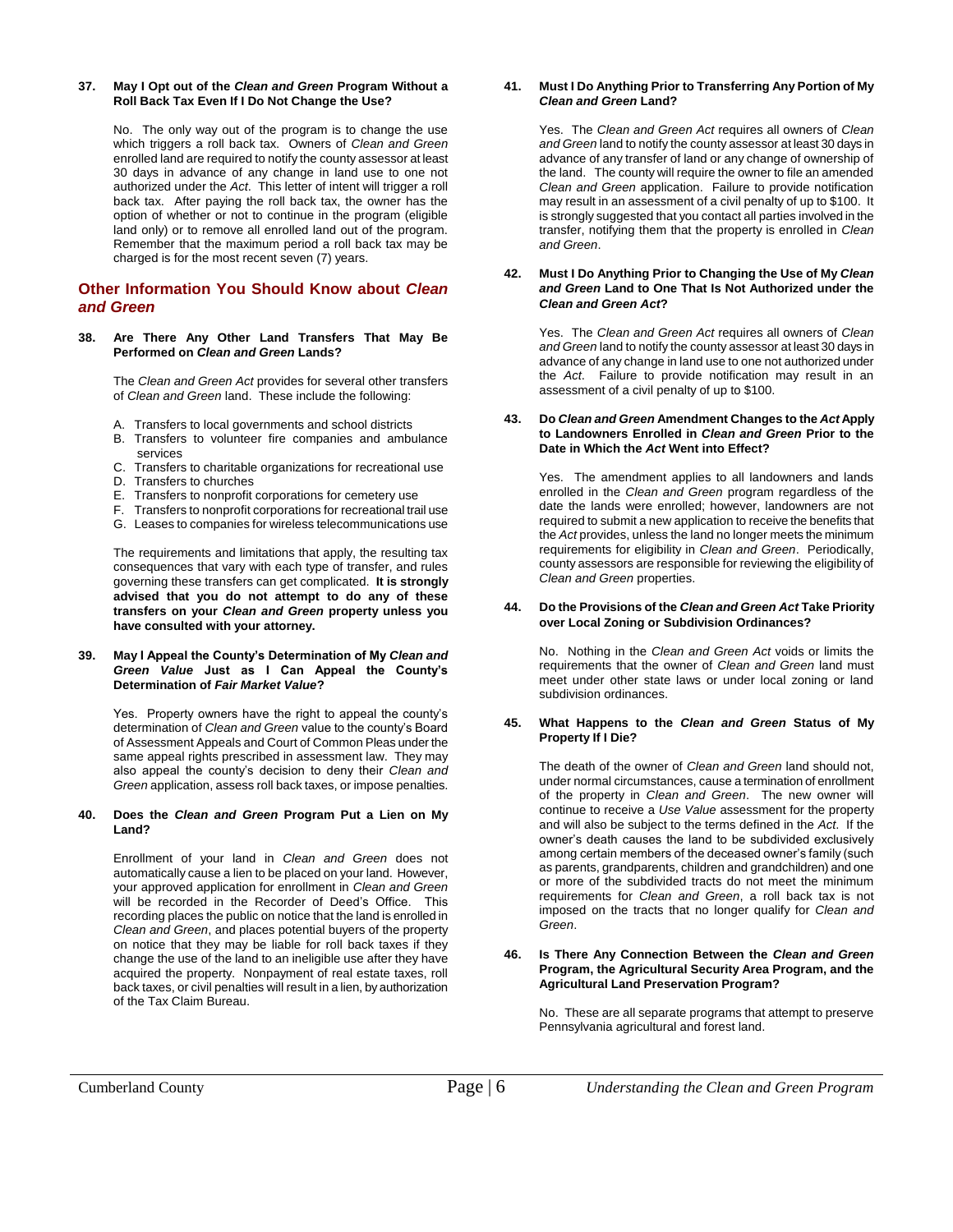**37. May I Opt out of the *Clean and Green* Program Without a Roll Back Tax Even If I Do Not Change the Use?**

No. The only way out of the program is to change the use which triggers a roll back tax. Owners of *Clean and Green* enrolled land are required to notify the county assessor at least 30 days in advance of any change in land use to one not authorized under the *Act*. This letter of intent will trigger a roll back tax. After paying the roll back tax, the owner has the option of whether or not to continue in the program (eligible land only) or to remove all enrolled land out of the program. Remember that the maximum period a roll back tax may be charged is for the most recent seven (7) years.

## Other Information You Should Know about *Clean and Green*

**38. Are There Any Other Land Transfers That May Be Performed on *Clean and Green* Lands?**

The *Clean and Green Act* provides for several other transfers of *Clean and Green* land. These include the following:

A. Transfers to local governments and school districts
B. Transfers to volunteer fire companies and ambulance services
C. Transfers to charitable organizations for recreational use
D. Transfers to churches
E. Transfers to nonprofit corporations for cemetery use
F. Transfers to nonprofit corporations for recreational trail use
G. Leases to companies for wireless telecommunications use

The requirements and limitations that apply, the resulting tax consequences that vary with each type of transfer, and rules governing these transfers can get complicated. **It is strongly advised that you do not attempt to do any of these transfers on your *Clean and Green* property unless you have consulted with your attorney.**

**39. May I Appeal the County's Determination of My *Clean and Green Value* Just as I Can Appeal the County's Determination of *Fair Market Value*?**

Yes. Property owners have the right to appeal the county's determination of *Clean and Green* value to the county's Board of Assessment Appeals and Court of Common Pleas under the same appeal rights prescribed in assessment law. They may also appeal the county's decision to deny their *Clean and Green* application, assess roll back taxes, or impose penalties.

**40. Does the *Clean and Green* Program Put a Lien on My Land?**

Enrollment of your land in *Clean and Green* does not automatically cause a lien to be placed on your land. However, your approved application for enrollment in *Clean and Green* will be recorded in the Recorder of Deed's Office. This recording places the public on notice that the land is enrolled in *Clean and Green*, and places potential buyers of the property on notice that they may be liable for roll back taxes if they change the use of the land to an ineligible use after they have acquired the property. Nonpayment of real estate taxes, roll back taxes, or civil penalties will result in a lien, by authorization of the Tax Claim Bureau.

**41. Must I Do Anything Prior to Transferring Any Portion of My *Clean and Green* Land?**

Yes. The *Clean and Green Act* requires all owners of *Clean and Green* land to notify the county assessor at least 30 days in advance of any transfer of land or any change of ownership of the land. The county will require the owner to file an amended *Clean and Green* application. Failure to provide notification may result in an assessment of a civil penalty of up to $100. It is strongly suggested that you contact all parties involved in the transfer, notifying them that the property is enrolled in *Clean and Green*.

**42. Must I Do Anything Prior to Changing the Use of My *Clean and Green* Land to One That Is Not Authorized under the *Clean and Green Act*?**

Yes. The *Clean and Green Act* requires all owners of *Clean and Green* land to notify the county assessor at least 30 days in advance of any change in land use to one not authorized under the *Act*. Failure to provide notification may result in an assessment of a civil penalty of up to $100.

**43. Do *Clean and Green* Amendment Changes to the *Act* Apply to Landowners Enrolled in *Clean and Green* Prior to the Date in Which the *Act* Went into Effect?**

Yes. The amendment applies to all landowners and lands enrolled in the *Clean and Green* program regardless of the date the lands were enrolled; however, landowners are not required to submit a new application to receive the benefits that the *Act* provides, unless the land no longer meets the minimum requirements for eligibility in *Clean and Green*. Periodically, county assessors are responsible for reviewing the eligibility of *Clean and Green* properties.

**44. Do the Provisions of the *Clean and Green Act* Take Priority over Local Zoning or Subdivision Ordinances?**

No. Nothing in the *Clean and Green Act* voids or limits the requirements that the owner of *Clean and Green* land must meet under other state laws or under local zoning or land subdivision ordinances.

**45. What Happens to the *Clean and Green* Status of My Property If I Die?**

The death of the owner of *Clean and Green* land should not, under normal circumstances, cause a termination of enrollment of the property in *Clean and Green*. The new owner will continue to receive a *Use Value* assessment for the property and will also be subject to the terms defined in the *Act*. If the owner's death causes the land to be subdivided exclusively among certain members of the deceased owner's family (such as parents, grandparents, children and grandchildren) and one or more of the subdivided tracts do not meet the minimum requirements for *Clean and Green*, a roll back tax is not imposed on the tracts that no longer qualify for *Clean and Green*.

**46. Is There Any Connection Between the *Clean and Green* Program, the Agricultural Security Area Program, and the Agricultural Land Preservation Program?**

No. These are all separate programs that attempt to preserve Pennsylvania agricultural and forest land.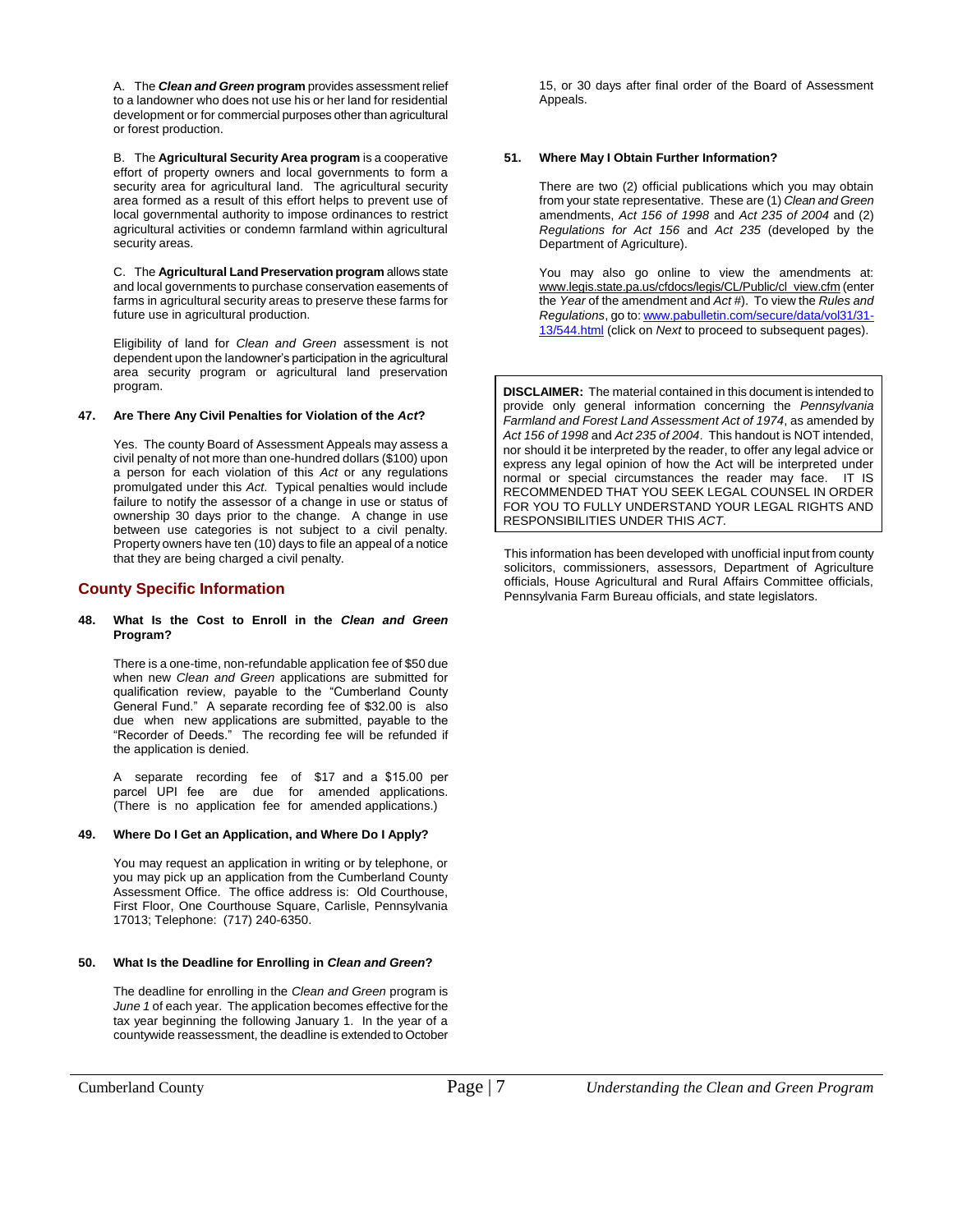A. The ***Clean and Green*** **program** provides assessment relief to a landowner who does not use his or her land for residential development or for commercial purposes other than agricultural or forest production.

B. The **Agricultural Security Area program** is a cooperative effort of property owners and local governments to form a security area for agricultural land. The agricultural security area formed as a result of this effort helps to prevent use of local governmental authority to impose ordinances to restrict agricultural activities or condemn farmland within agricultural security areas.

C. The **Agricultural Land Preservation program** allows state and local governments to purchase conservation easements of farms in agricultural security areas to preserve these farms for future use in agricultural production.

Eligibility of land for *Clean and Green* assessment is not dependent upon the landowner's participation in the agricultural area security program or agricultural land preservation program.

**47. Are There Any Civil Penalties for Violation of the *Act*?**

Yes. The county Board of Assessment Appeals may assess a civil penalty of not more than one-hundred dollars ($100) upon a person for each violation of this *Act* or any regulations promulgated under this *Act*. Typical penalties would include failure to notify the assessor of a change in use or status of ownership 30 days prior to the change. A change in use between use categories is not subject to a civil penalty. Property owners have ten (10) days to file an appeal of a notice that they are being charged a civil penalty.

## County Specific Information

**48. What Is the Cost to Enroll in the *Clean and Green* Program?**

There is a one-time, non-refundable application fee of $50 due when new *Clean and Green* applications are submitted for qualification review, payable to the "Cumberland County General Fund." A separate recording fee of $32.00 is also due when new applications are submitted, payable to the "Recorder of Deeds." The recording fee will be refunded if the application is denied.

A separate recording fee of $17 and a $15.00 per parcel UPI fee are due for amended applications. (There is no application fee for amended applications.)

**49. Where Do I Get an Application, and Where Do I Apply?**

You may request an application in writing or by telephone, or you may pick up an application from the Cumberland County Assessment Office. The office address is: Old Courthouse, First Floor, One Courthouse Square, Carlisle, Pennsylvania 17013; Telephone: (717) 240-6350.

**50. What Is the Deadline for Enrolling in *Clean and Green*?**

The deadline for enrolling in the *Clean and Green* program is *June 1* of each year. The application becomes effective for the tax year beginning the following January 1. In the year of a countywide reassessment, the deadline is extended to October 15, or 30 days after final order of the Board of Assessment Appeals.

**51. Where May I Obtain Further Information?**

There are two (2) official publications which you may obtain from your state representative. These are (1) *Clean and Green* amendments, *Act 156 of 1998* and *Act 235 of 2004* and (2) *Regulations for Act 156* and *Act 235* (developed by the Department of Agriculture).

You may also go online to view the amendments at: www.legis.state.pa.us/cfdocs/legis/CL/Public/cl_view.cfm (enter the *Year* of the amendment and *Act #*). To view the *Rules and Regulations*, go to: www.pabulletin.com/secure/data/vol31/31-13/544.html (click on *Next* to proceed to subsequent pages).

**DISCLAIMER:** The material contained in this document is intended to provide only general information concerning the *Pennsylvania Farmland and Forest Land Assessment Act of 1974*, as amended by *Act 156 of 1998* and *Act 235 of 2004*. This handout is NOT intended, nor should it be interpreted by the reader, to offer any legal advice or express any legal opinion of how the Act will be interpreted under normal or special circumstances the reader may face. IT IS RECOMMENDED THAT YOU SEEK LEGAL COUNSEL IN ORDER FOR YOU TO FULLY UNDERSTAND YOUR LEGAL RIGHTS AND RESPONSIBILITIES UNDER THIS *ACT*.

This information has been developed with unofficial input from county solicitors, commissioners, assessors, Department of Agriculture officials, House Agricultural and Rural Affairs Committee officials, Pennsylvania Farm Bureau officials, and state legislators.